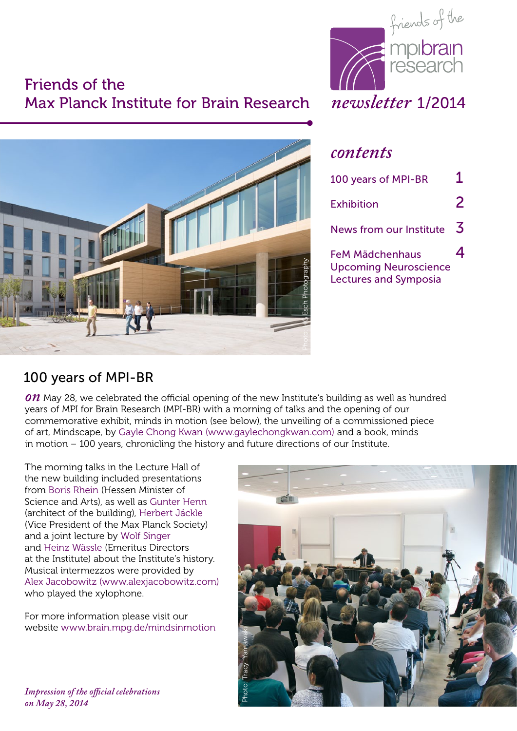# Friends of the Max Planck Institute for Brain Research

friends of the mpibrain research

*newsletter* 1/2014

## *contents*

| | |
|---|---|
| 100 years of MPI-BR | 1 |
| Exhibition | 2 |
| News from our Institute | 3 |
| FeM Mädchenhaus<br>Upcoming Neuroscience Lectures and Symposia | 4 |

Photo: HG Esch Photography

## 100 years of MPI-BR

***on*** May 28, we celebrated the official opening of the new Institute's building as well as hundred years of MPI for Brain Research (MPI-BR) with a morning of talks and the opening of our commemorative exhibit, minds in motion (see below), the unveiling of a commissioned piece of art, Mindscape, by Gayle Chong Kwan (www.gaylechongkwan.com) and a book, minds in motion – 100 years, chronicling the history and future directions of our Institute.

The morning talks in the Lecture Hall of the new building included presentations from Boris Rhein (Hessen Minister of Science and Arts), as well as Gunter Henn (architect of the building), Herbert Jäckle (Vice President of the Max Planck Society) and a joint lecture by Wolf Singer and Heinz Wässle (Emeritus Directors at the Institute) about the Institute's history. Musical intermezzos were provided by Alex Jacobowitz (www.alexjacobowitz.com) who played the xylophone.

For more information please visit our website www.brain.mpg.de/mindsinmotion

Photo: Tracy Yamawaki

*Impression of the official celebrations on May 28, 2014*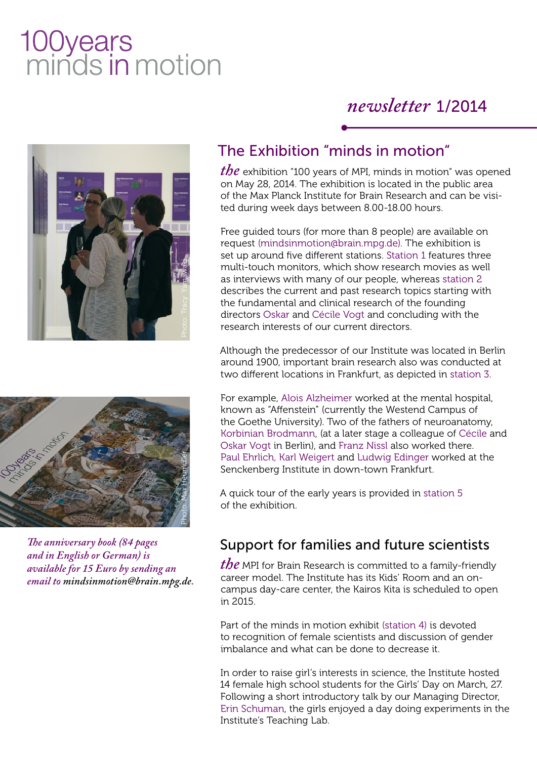# 100years minds in motion

*newsletter* 1/2014

## The Exhibition "minds in motion"

*the* exhibition "100 years of MPI, minds in motion" was opened on May 28, 2014. The exhibition is located in the public area of the Max Planck Institute for Brain Research and can be visited during week days between 8.00-18.00 hours.

Free guided tours (for more than 8 people) are available on request (mindsinmotion@brain.mpg.de). The exhibition is set up around five different stations. Station 1 features three multi-touch monitors, which show research movies as well as interviews with many of our people, whereas station 2 describes the current and past research topics starting with the fundamental and clinical research of the founding directors Oskar and Cécile Vogt and concluding with the research interests of our current directors.

Although the predecessor of our Institute was located in Berlin around 1900, important brain research also was conducted at two different locations in Frankfurt, as depicted in station 3.

For example, Alois Alzheimer worked at the mental hospital, known as "Affenstein" (currently the Westend Campus of the Goethe University). Two of the fathers of neuroanatomy, Korbinian Brodmann, (at a later stage a colleague of Cécile and Oskar Vogt in Berlin), and Franz Nissl also worked there. Paul Ehrlich, Karl Weigert and Ludwig Edinger worked at the Senckenberg Institute in down-town Frankfurt.

A quick tour of the early years is provided in station 5 of the exhibition.

Photo: Tracy Yamawaki

Photo: Max Heumüller

*The anniversary book (84 pages and in English or German) is available for 15 Euro by sending an email to mindsinmotion@brain.mpg.de.*

## Support for families and future scientists

*the* MPI for Brain Research is committed to a family-friendly career model. The Institute has its Kids' Room and an on-campus day-care center, the Kairos Kita is scheduled to open in 2015.

Part of the minds in motion exhibit (station 4) is devoted to recognition of female scientists and discussion of gender imbalance and what can be done to decrease it.

In order to raise girl's interests in science, the Institute hosted 14 female high school students for the Girls' Day on March, 27. Following a short introductory talk by our Managing Director, Erin Schuman, the girls enjoyed a day doing experiments in the Institute's Teaching Lab.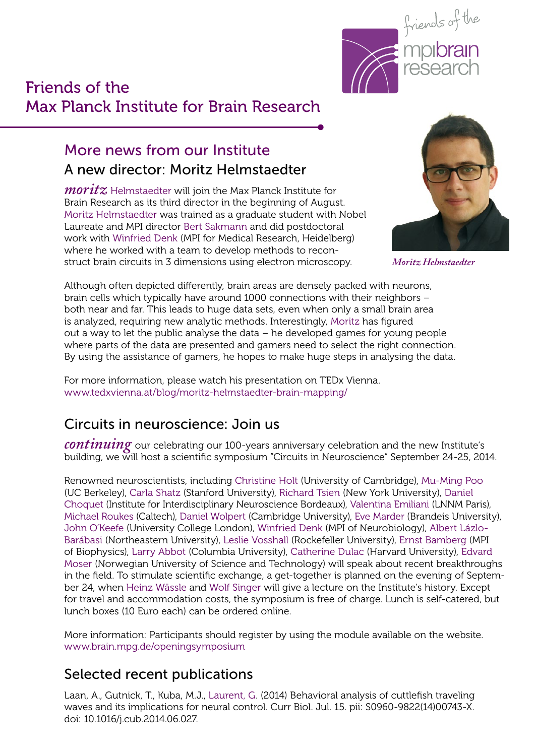# Friends of the Max Planck Institute for Brain Research

## More news from our Institute

### A new director: Moritz Helmstaedter

*Moritz* Helmstaedter will join the Max Planck Institute for Brain Research as its third director in the beginning of August. Moritz Helmstaedter was trained as a graduate student with Nobel Laureate and MPI director Bert Sakmann and did postdoctoral work with Winfried Denk (MPI for Medical Research, Heidelberg) where he worked with a team to develop methods to reconstruct brain circuits in 3 dimensions using electron microscopy.

*Moritz Helmstaedter*

Although often depicted differently, brain areas are densely packed with neurons, brain cells which typically have around 1000 connections with their neighbors – both near and far. This leads to huge data sets, even when only a small brain area is analyzed, requiring new analytic methods. Interestingly, Moritz has figured out a way to let the public analyse the data – he developed games for young people where parts of the data are presented and gamers need to select the right connection. By using the assistance of gamers, he hopes to make huge steps in analysing the data.

For more information, please watch his presentation on TEDx Vienna.
www.tedxvienna.at/blog/moritz-helmstaedter-brain-mapping/

### Circuits in neuroscience: Join us

*continuing* our celebrating our 100-years anniversary celebration and the new Institute's building, we will host a scientific symposium "Circuits in Neuroscience" September 24-25, 2014.

Renowned neuroscientists, including Christine Holt (University of Cambridge), Mu-Ming Poo (UC Berkeley), Carla Shatz (Stanford University), Richard Tsien (New York University), Daniel Choquet (Institute for Interdisciplinary Neuroscience Bordeaux), Valentina Emiliani (LNNM Paris), Michael Roukes (Caltech), Daniel Wolpert (Cambridge University), Eve Marder (Brandeis University), John O'Keefe (University College London), Winfried Denk (MPI of Neurobiology), Albert Lázlo-Barábasi (Northeastern University), Leslie Vosshall (Rockefeller University), Ernst Bamberg (MPI of Biophysics), Larry Abbot (Columbia University), Catherine Dulac (Harvard University), Edvard Moser (Norwegian University of Science and Technology) will speak about recent breakthroughs in the field. To stimulate scientific exchange, a get-together is planned on the evening of September 24, when Heinz Wässle and Wolf Singer will give a lecture on the Institute's history. Except for travel and accommodation costs, the symposium is free of charge. Lunch is self-catered, but lunch boxes (10 Euro each) can be ordered online.

More information: Participants should register by using the module available on the website.
www.brain.mpg.de/openingsymposium

### Selected recent publications

Laan, A., Gutnick, T., Kuba, M.J., Laurent, G. (2014) Behavioral analysis of cuttlefish traveling waves and its implications for neural control. Curr Biol. Jul. 15. pii: S0960-9822(14)00743-X. doi: 10.1016/j.cub.2014.06.027.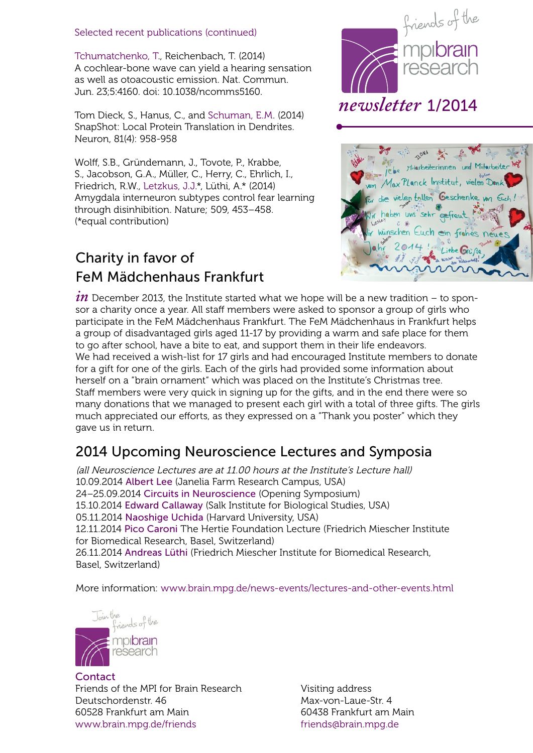Selected recent publications (continued)

Tchumatchenko, T., Reichenbach, T. (2014)
A cochlear-bone wave can yield a hearing sensation as well as otoacoustic emission. Nat. Commun. Jun. 23;5:4160. doi: 10.1038/ncomms5160.

Tom Dieck, S., Hanus, C., and Schuman, E.M. (2014) SnapShot: Local Protein Translation in Dendrites. Neuron, 81(4): 958-958

Wolff, S.B., Gründemann, J., Tovote, P., Krabbe, S., Jacobson, G.A., Müller, C., Herry, C., Ehrlich, I., Friedrich, R.W., Letzkus, J.J.*, Lüthi, A.* (2014) Amygdala interneuron subtypes control fear learning through disinhibition. Nature; 509, 453–458. (*equal contribution)

friends of the mpibrain research

*newsletter* 1/2014

## Charity in favor of FeM Mädchenhaus Frankfurt

*in* December 2013, the Institute started what we hope will be a new tradition – to sponsor a charity once a year. All staff members were asked to sponsor a group of girls who participate in the FeM Mädchenhaus Frankfurt. The FeM Mädchenhaus in Frankfurt helps a group of disadvantaged girls aged 11-17 by providing a warm and safe place for them to go after school, have a bite to eat, and support them in their life endeavors.
We had received a wish-list for 17 girls and had encouraged Institute members to donate for a gift for one of the girls. Each of the girls had provided some information about herself on a "brain ornament" which was placed on the Institute's Christmas tree.
Staff members were very quick in signing up for the gifts, and in the end there were so many donations that we managed to present each girl with a total of three gifts. The girls much appreciated our efforts, as they expressed on a "Thank you poster" which they gave us in return.

## 2014 Upcoming Neuroscience Lectures and Symposia

*(all Neuroscience Lectures are at 11.00 hours at the Institute's Lecture hall)*
10.09.2014 Albert Lee (Janelia Farm Research Campus, USA)
24–25.09.2014 Circuits in Neuroscience (Opening Symposium)
15.10.2014 Edward Callaway (Salk Institute for Biological Studies, USA)
05.11.2014 Naoshige Uchida (Harvard University, USA)
12.11.2014 Pico Caroni The Hertie Foundation Lecture (Friedrich Miescher Institute for Biomedical Research, Basel, Switzerland)
26.11.2014 Andreas Lüthi (Friedrich Miescher Institute for Biomedical Research, Basel, Switzerland)

More information: www.brain.mpg.de/news-events/lectures-and-other-events.html

Join the friends of the mpibrain research

Contact
Friends of the MPI for Brain Research
Deutschordenstr. 46
60528 Frankfurt am Main
www.brain.mpg.de/friends

Visiting address
Max-von-Laue-Str. 4
60438 Frankfurt am Main
friends@brain.mpg.de